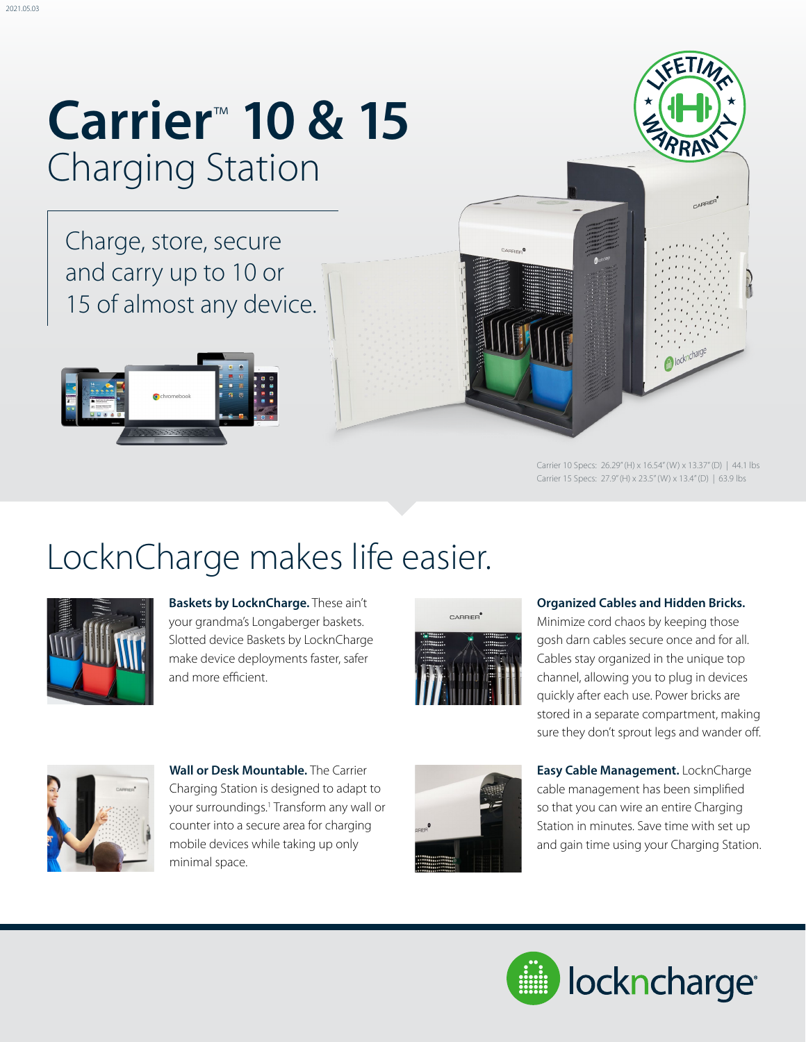# Carrier™ 10 & 15
## Charging Station

Charge, store, secure and carry up to 10 or 15 of almost any device.

Carrier 10 Specs: 26.29" (H) x 16.54" (W) x 13.37" (D) | 44.1 lbs
Carrier 15 Specs: 27.9" (H) x 23.5" (W) x 13.4" (D) | 63.9 lbs

## LocknCharge makes life easier.

**Baskets by LocknCharge.** These ain't your grandma's Longaberger baskets. Slotted device Baskets by LocknCharge make device deployments faster, safer and more efficient.

**Organized Cables and Hidden Bricks.** Minimize cord chaos by keeping those gosh darn cables secure once and for all. Cables stay organized in the unique top channel, allowing you to plug in devices quickly after each use. Power bricks are stored in a separate compartment, making sure they don't sprout legs and wander off.

**Wall or Desk Mountable.** The Carrier Charging Station is designed to adapt to your surroundings.[1] Transform any wall or counter into a secure area for charging mobile devices while taking up only minimal space.

**Easy Cable Management.** LocknCharge cable management has been simplified so that you can wire an entire Charging Station in minutes. Save time with set up and gain time using your Charging Station.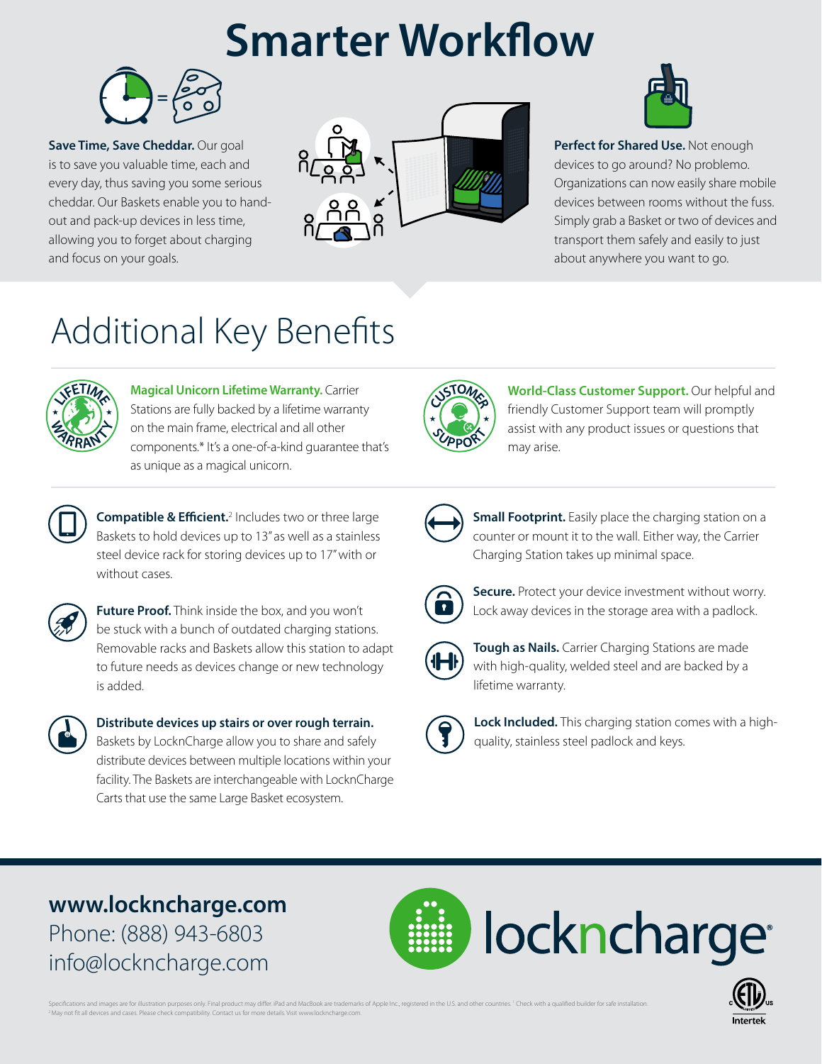# Smarter Workflow

**Save Time, Save Cheddar.** Our goal is to save you valuable time, each and every day, thus saving you some serious cheddar. Our Baskets enable you to hand-out and pack-up devices in less time, allowing you to forget about charging and focus on your goals.

**Perfect for Shared Use.** Not enough devices to go around? No problemo. Organizations can now easily share mobile devices between rooms without the fuss. Simply grab a Basket or two of devices and transport them safely and easily to just about anywhere you want to go.

## Additional Key Benefits

**Magical Unicorn Lifetime Warranty.** Carrier Stations are fully backed by a lifetime warranty on the main frame, electrical and all other components.* It's a one-of-a-kind guarantee that's as unique as a magical unicorn.

**World-Class Customer Support.** Our helpful and friendly Customer Support team will promptly assist with any product issues or questions that may arise.

**Compatible & Efficient.**[2] Includes two or three large Baskets to hold devices up to 13" as well as a stainless steel device rack for storing devices up to 17" with or without cases.

**Future Proof.** Think inside the box, and you won't be stuck with a bunch of outdated charging stations. Removable racks and Baskets allow this station to adapt to future needs as devices change or new technology is added.

**Distribute devices up stairs or over rough terrain.** Baskets by LocknCharge allow you to share and safely distribute devices between multiple locations within your facility. The Baskets are interchangeable with LocknCharge Carts that use the same Large Basket ecosystem.

**Small Footprint.** Easily place the charging station on a counter or mount it to the wall. Either way, the Carrier Charging Station takes up minimal space.

**Secure.** Protect your device investment without worry. Lock away devices in the storage area with a padlock.

**Tough as Nails.** Carrier Charging Stations are made with high-quality, welded steel and are backed by a lifetime warranty.

**Lock Included.** This charging station comes with a high-quality, stainless steel padlock and keys.

**www.lockncharge.com**
Phone: (888) 943-6803
info@lockncharge.com

lockncharge®

Specifications and images are for illustration purposes only. Final product may differ. iPad and MacBook are trademarks of Apple Inc., registered in the U.S. and other countries. [1] Check with a qualified builder for safe installation.
[2] May not fit all devices and cases. Please check compatibility. Contact us for more details. Visit www.lockncharge.com.

Intertek